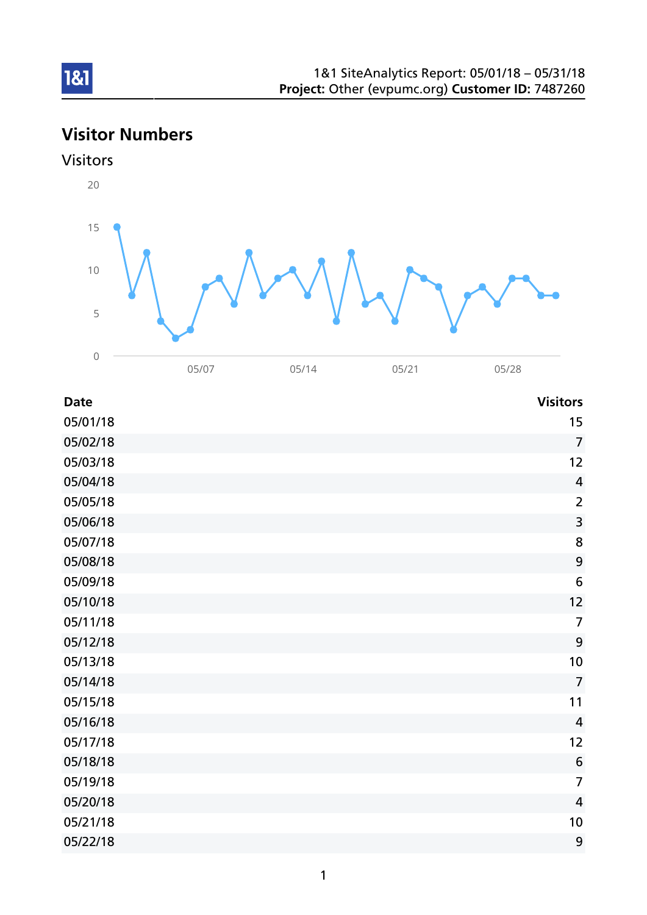1&1 SiteAnalytics Report: 05/01/18 – 05/31/18
**Project:** Other (evpumc.org) **Customer ID:** 7487260

## Visitor Numbers

### Visitors

| Date | Visitors |
|---|---|
| 05/01/18 | 15 |
| 05/02/18 | 7 |
| 05/03/18 | 12 |
| 05/04/18 | 4 |
| 05/05/18 | 2 |
| 05/06/18 | 3 |
| 05/07/18 | 8 |
| 05/08/18 | 9 |
| 05/09/18 | 6 |
| 05/10/18 | 12 |
| 05/11/18 | 7 |
| 05/12/18 | 9 |
| 05/13/18 | 10 |
| 05/14/18 | 7 |
| 05/15/18 | 11 |
| 05/16/18 | 4 |
| 05/17/18 | 12 |
| 05/18/18 | 6 |
| 05/19/18 | 7 |
| 05/20/18 | 4 |
| 05/21/18 | 10 |
| 05/22/18 | 9 |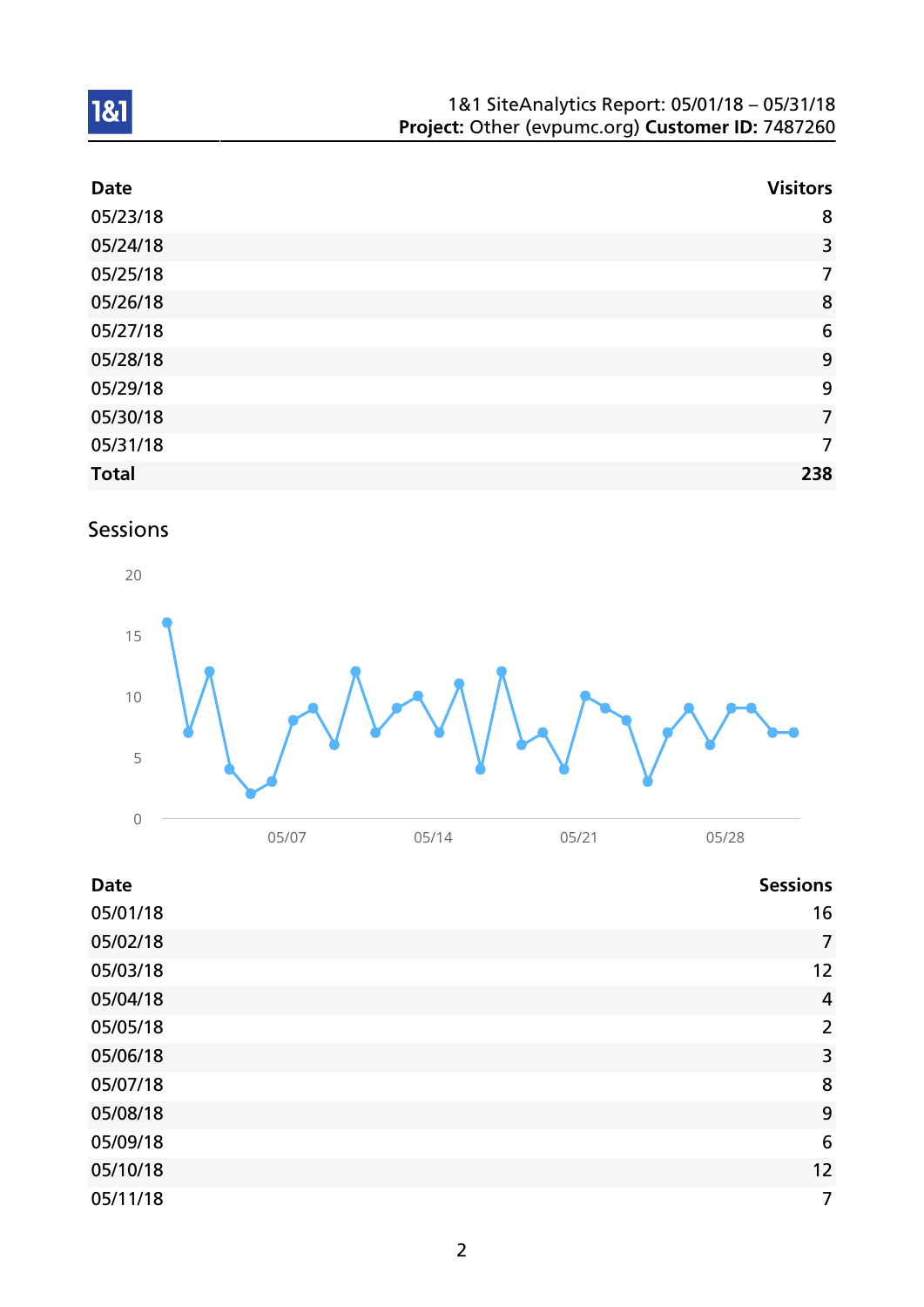| Date | Visitors |
|---|---|
| 05/23/18 | 8 |
| 05/24/18 | 3 |
| 05/25/18 | 7 |
| 05/26/18 | 8 |
| 05/27/18 | 6 |
| 05/28/18 | 9 |
| 05/29/18 | 9 |
| 05/30/18 | 7 |
| 05/31/18 | 7 |
| **Total** | **238** |

## Sessions

| Date | Sessions |
|---|---|
| 05/01/18 | 16 |
| 05/02/18 | 7 |
| 05/03/18 | 12 |
| 05/04/18 | 4 |
| 05/05/18 | 2 |
| 05/06/18 | 3 |
| 05/07/18 | 8 |
| 05/08/18 | 9 |
| 05/09/18 | 6 |
| 05/10/18 | 12 |
| 05/11/18 | 7 |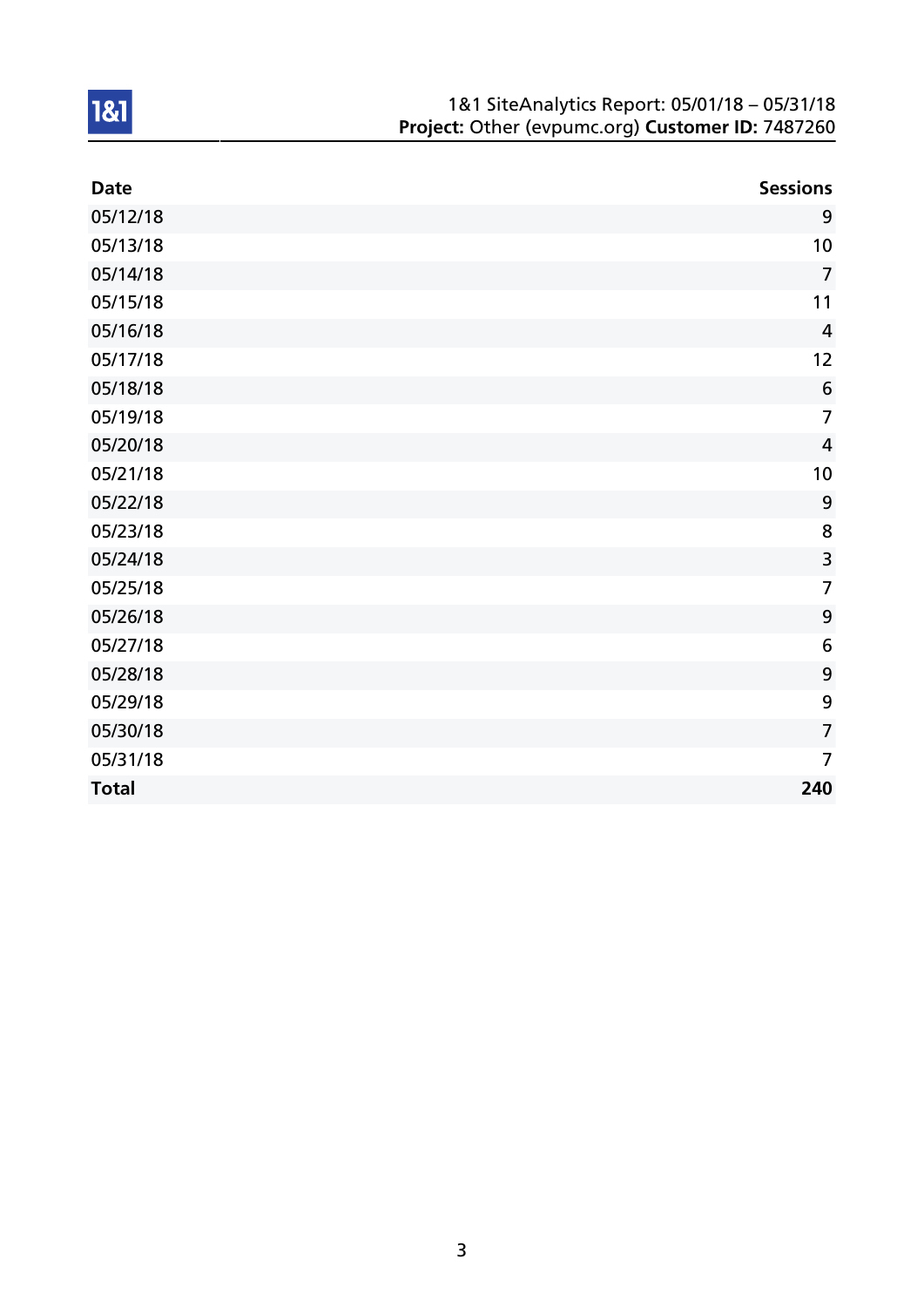1&1 SiteAnalytics Report: 05/01/18 – 05/31/18
**Project:** Other (evpumc.org) **Customer ID:** 7487260

| Date | Sessions |
|---|---:|
| 05/12/18 | 9 |
| 05/13/18 | 10 |
| 05/14/18 | 7 |
| 05/15/18 | 11 |
| 05/16/18 | 4 |
| 05/17/18 | 12 |
| 05/18/18 | 6 |
| 05/19/18 | 7 |
| 05/20/18 | 4 |
| 05/21/18 | 10 |
| 05/22/18 | 9 |
| 05/23/18 | 8 |
| 05/24/18 | 3 |
| 05/25/18 | 7 |
| 05/26/18 | 9 |
| 05/27/18 | 6 |
| 05/28/18 | 9 |
| 05/29/18 | 9 |
| 05/30/18 | 7 |
| 05/31/18 | 7 |
| **Total** | **240** |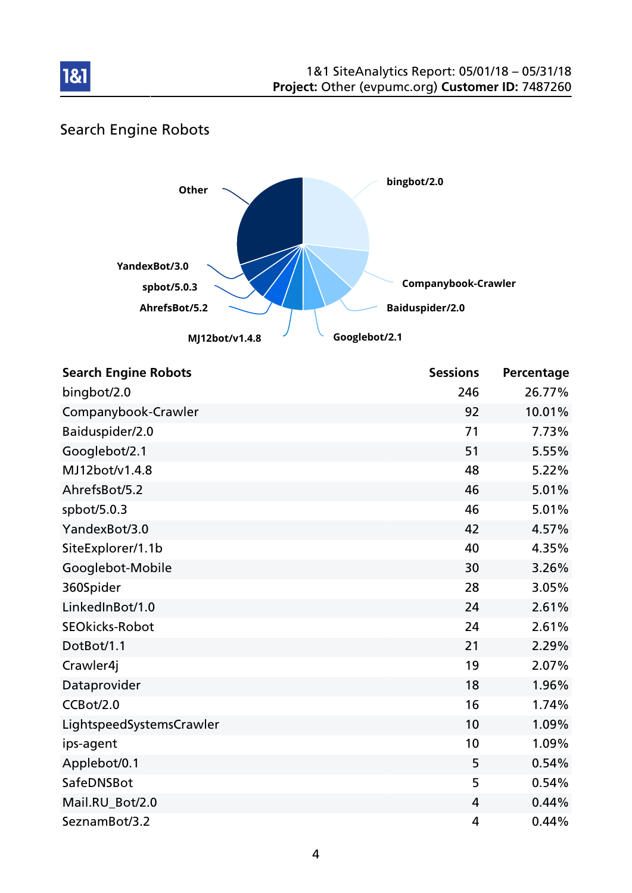## Search Engine Robots

| Search Engine Robots | Sessions | Percentage |
|---|---|---|
| bingbot/2.0 | 246 | 26.77% |
| Companybook-Crawler | 92 | 10.01% |
| Baiduspider/2.0 | 71 | 7.73% |
| Googlebot/2.1 | 51 | 5.55% |
| MJ12bot/v1.4.8 | 48 | 5.22% |
| AhrefsBot/5.2 | 46 | 5.01% |
| spbot/5.0.3 | 46 | 5.01% |
| YandexBot/3.0 | 42 | 4.57% |
| SiteExplorer/1.1b | 40 | 4.35% |
| Googlebot-Mobile | 30 | 3.26% |
| 360Spider | 28 | 3.05% |
| LinkedInBot/1.0 | 24 | 2.61% |
| SEOkicks-Robot | 24 | 2.61% |
| DotBot/1.1 | 21 | 2.29% |
| Crawler4j | 19 | 2.07% |
| Dataprovider | 18 | 1.96% |
| CCBot/2.0 | 16 | 1.74% |
| LightspeedSystemsCrawler | 10 | 1.09% |
| ips-agent | 10 | 1.09% |
| Applebot/0.1 | 5 | 0.54% |
| SafeDNSBot | 5 | 0.54% |
| Mail.RU_Bot/2.0 | 4 | 0.44% |
| SeznamBot/3.2 | 4 | 0.44% |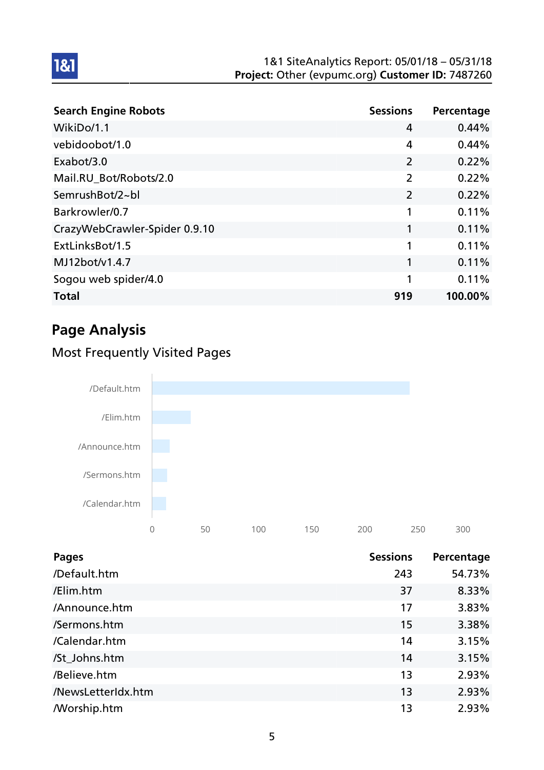| Search Engine Robots | Sessions | Percentage |
| --- | --- | --- |
| WikiDo/1.1 | 4 | 0.44% |
| vebidoobot/1.0 | 4 | 0.44% |
| Exabot/3.0 | 2 | 0.22% |
| Mail.RU_Bot/Robots/2.0 | 2 | 0.22% |
| SemrushBot/2~bl | 2 | 0.22% |
| Barkrowler/0.7 | 1 | 0.11% |
| CrazyWebCrawler-Spider 0.9.10 | 1 | 0.11% |
| ExtLinksBot/1.5 | 1 | 0.11% |
| MJ12bot/v1.4.7 | 1 | 0.11% |
| Sogou web spider/4.0 | 1 | 0.11% |
| **Total** | **919** | **100.00%** |

## Page Analysis

### Most Frequently Visited Pages

| Pages | Sessions | Percentage |
| --- | --- | --- |
| /Default.htm | 243 | 54.73% |
| /Elim.htm | 37 | 8.33% |
| /Announce.htm | 17 | 3.83% |
| /Sermons.htm | 15 | 3.38% |
| /Calendar.htm | 14 | 3.15% |
| /St_Johns.htm | 14 | 3.15% |
| /Believe.htm | 13 | 2.93% |
| /NewsLetterIdx.htm | 13 | 2.93% |
| /Worship.htm | 13 | 2.93% |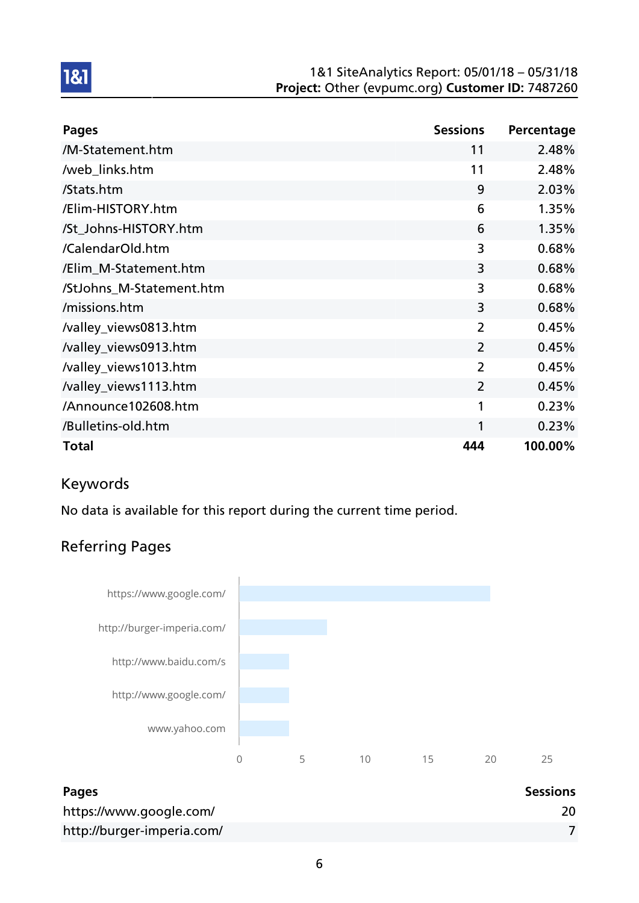| Pages | Sessions | Percentage |
|---|---|---|
| /M-Statement.htm | 11 | 2.48% |
| /web_links.htm | 11 | 2.48% |
| /Stats.htm | 9 | 2.03% |
| /Elim-HISTORY.htm | 6 | 1.35% |
| /St_Johns-HISTORY.htm | 6 | 1.35% |
| /CalendarOld.htm | 3 | 0.68% |
| /Elim_M-Statement.htm | 3 | 0.68% |
| /StJohns_M-Statement.htm | 3 | 0.68% |
| /missions.htm | 3 | 0.68% |
| /valley_views0813.htm | 2 | 0.45% |
| /valley_views0913.htm | 2 | 0.45% |
| /valley_views1013.htm | 2 | 0.45% |
| /valley_views1113.htm | 2 | 0.45% |
| /Announce102608.htm | 1 | 0.23% |
| /Bulletins-old.htm | 1 | 0.23% |
| **Total** | **444** | **100.00%** |

## Keywords

No data is available for this report during the current time period.

## Referring Pages

| Pages | Sessions |
|---|---|
| https://www.google.com/ | 20 |
| http://burger-imperia.com/ | 7 |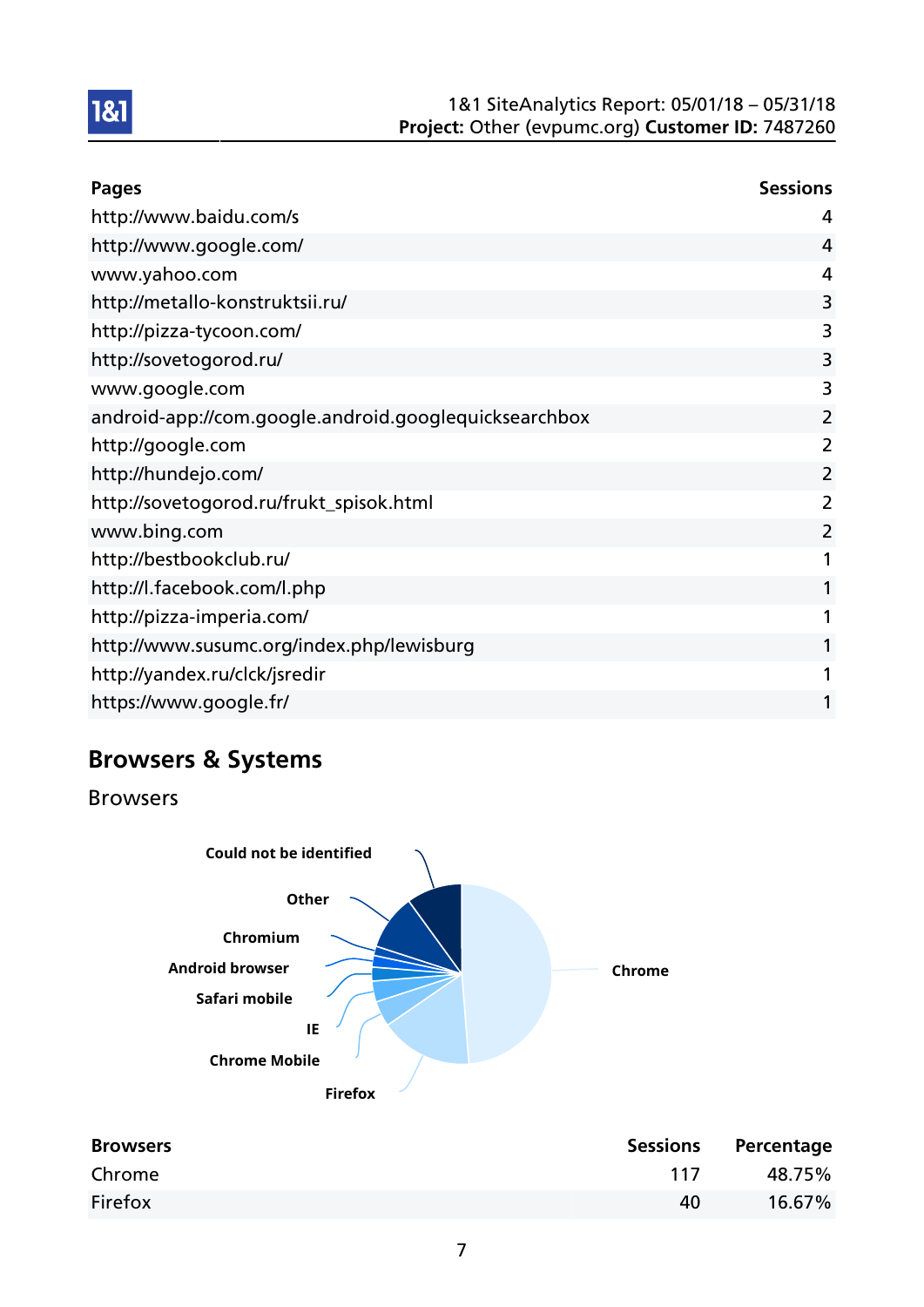| Pages | Sessions |
|---|---|
| http://www.baidu.com/s | 4 |
| http://www.google.com/ | 4 |
| www.yahoo.com | 4 |
| http://metallo-konstruktsii.ru/ | 3 |
| http://pizza-tycoon.com/ | 3 |
| http://sovetogorod.ru/ | 3 |
| www.google.com | 3 |
| android-app://com.google.android.googlequicksearchbox | 2 |
| http://google.com | 2 |
| http://hundejo.com/ | 2 |
| http://sovetogorod.ru/frukt_spisok.html | 2 |
| www.bing.com | 2 |
| http://bestbookclub.ru/ | 1 |
| http://l.facebook.com/l.php | 1 |
| http://pizza-imperia.com/ | 1 |
| http://www.susumc.org/index.php/lewisburg | 1 |
| http://yandex.ru/clck/jsredir | 1 |
| https://www.google.fr/ | 1 |

## Browsers & Systems

### Browsers

Could not be identified
Other
Chromium
Android browser
Safari mobile
IE
Chrome Mobile
Firefox
Chrome

| Browsers | Sessions | Percentage |
|---|---|---|
| Chrome | 117 | 48.75% |
| Firefox | 40 | 16.67% |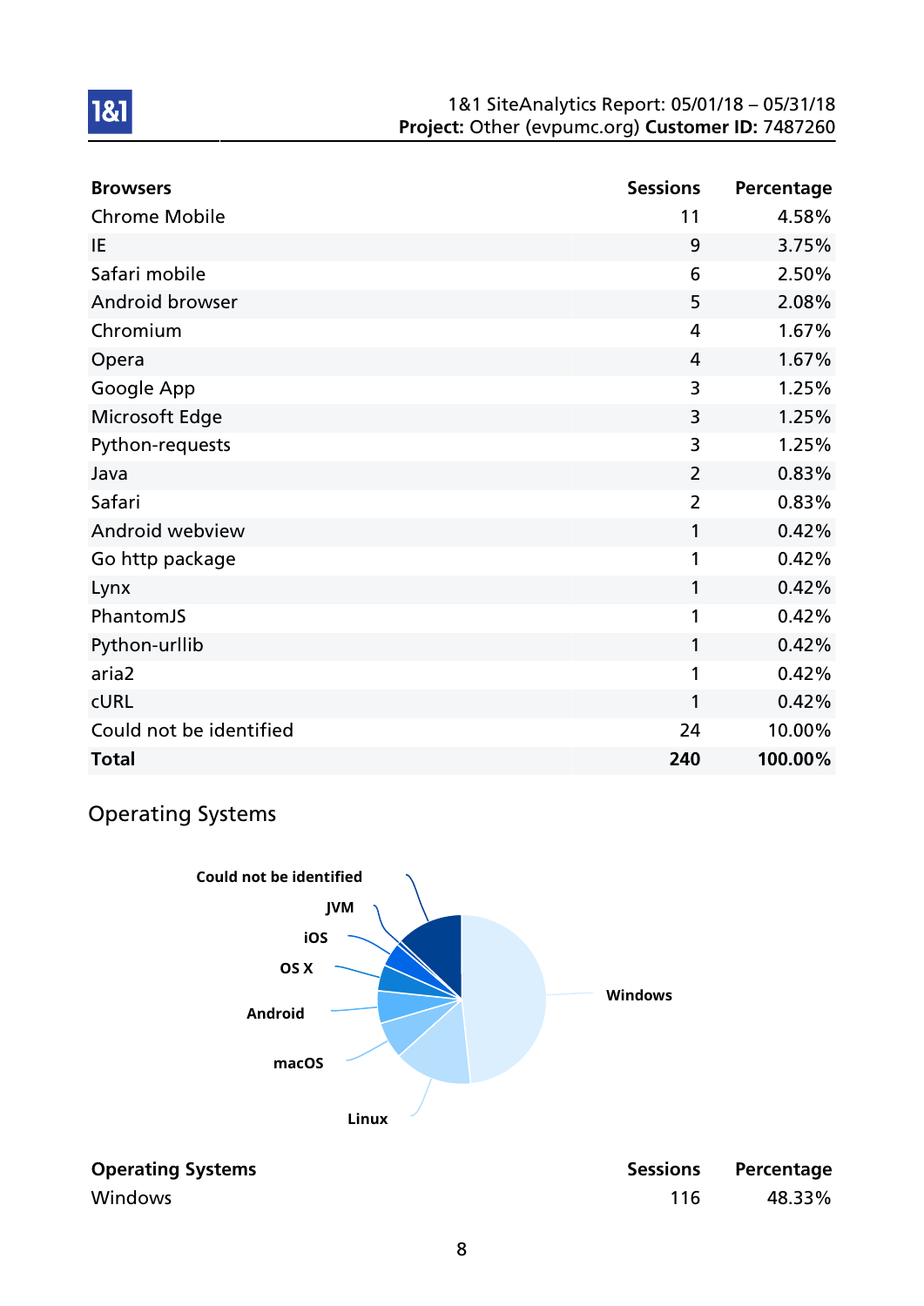| Browsers | Sessions | Percentage |
|---|---|---|
| Chrome Mobile | 11 | 4.58% |
| IE | 9 | 3.75% |
| Safari mobile | 6 | 2.50% |
| Android browser | 5 | 2.08% |
| Chromium | 4 | 1.67% |
| Opera | 4 | 1.67% |
| Google App | 3 | 1.25% |
| Microsoft Edge | 3 | 1.25% |
| Python-requests | 3 | 1.25% |
| Java | 2 | 0.83% |
| Safari | 2 | 0.83% |
| Android webview | 1 | 0.42% |
| Go http package | 1 | 0.42% |
| Lynx | 1 | 0.42% |
| PhantomJS | 1 | 0.42% |
| Python-urllib | 1 | 0.42% |
| aria2 | 1 | 0.42% |
| cURL | 1 | 0.42% |
| Could not be identified | 24 | 10.00% |
| **Total** | **240** | **100.00%** |

## Operating Systems

| Operating Systems | Sessions | Percentage |
|---|---|---|
| Windows | 116 | 48.33% |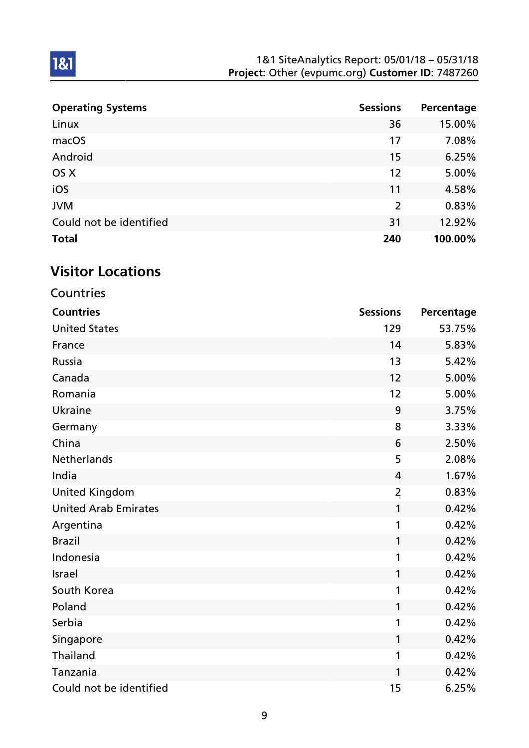| Operating Systems | Sessions | Percentage |
|---|---|---|
| Linux | 36 | 15.00% |
| macOS | 17 | 7.08% |
| Android | 15 | 6.25% |
| OS X | 12 | 5.00% |
| iOS | 11 | 4.58% |
| JVM | 2 | 0.83% |
| Could not be identified | 31 | 12.92% |
| **Total** | **240** | **100.00%** |

## Visitor Locations

### Countries

| Countries | Sessions | Percentage |
|---|---|---|
| United States | 129 | 53.75% |
| France | 14 | 5.83% |
| Russia | 13 | 5.42% |
| Canada | 12 | 5.00% |
| Romania | 12 | 5.00% |
| Ukraine | 9 | 3.75% |
| Germany | 8 | 3.33% |
| China | 6 | 2.50% |
| Netherlands | 5 | 2.08% |
| India | 4 | 1.67% |
| United Kingdom | 2 | 0.83% |
| United Arab Emirates | 1 | 0.42% |
| Argentina | 1 | 0.42% |
| Brazil | 1 | 0.42% |
| Indonesia | 1 | 0.42% |
| Israel | 1 | 0.42% |
| South Korea | 1 | 0.42% |
| Poland | 1 | 0.42% |
| Serbia | 1 | 0.42% |
| Singapore | 1 | 0.42% |
| Thailand | 1 | 0.42% |
| Tanzania | 1 | 0.42% |
| Could not be identified | 15 | 6.25% |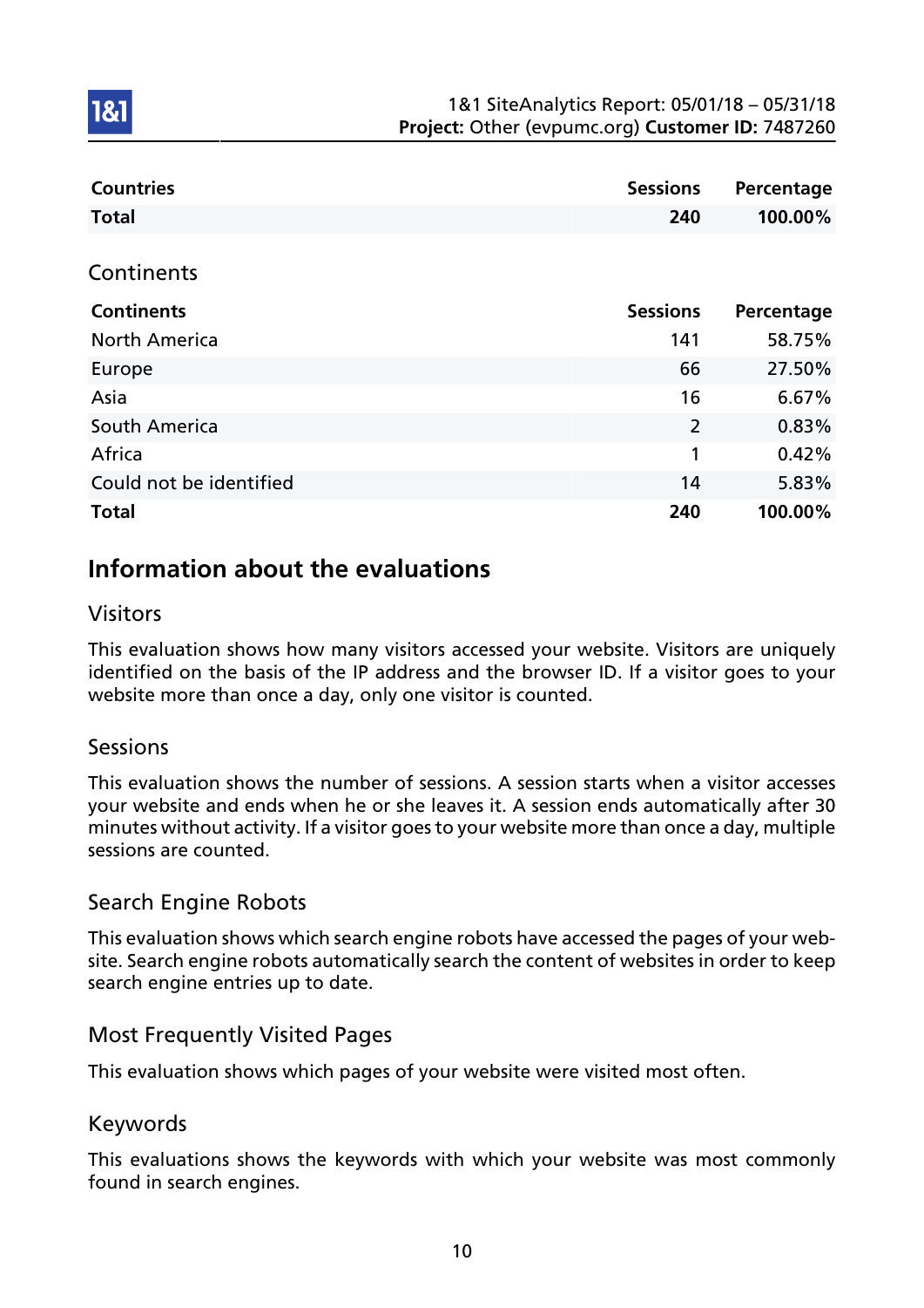| Countries | Sessions | Percentage |
|---|---|---|
| **Total** | **240** | **100.00%** |

## Continents

| Continents | Sessions | Percentage |
|---|---|---|
| North America | 141 | 58.75% |
| Europe | 66 | 27.50% |
| Asia | 16 | 6.67% |
| South America | 2 | 0.83% |
| Africa | 1 | 0.42% |
| Could not be identified | 14 | 5.83% |
| **Total** | **240** | **100.00%** |

# Information about the evaluations

## Visitors

This evaluation shows how many visitors accessed your website. Visitors are uniquely identified on the basis of the IP address and the browser ID. If a visitor goes to your website more than once a day, only one visitor is counted.

## Sessions

This evaluation shows the number of sessions. A session starts when a visitor accesses your website and ends when he or she leaves it. A session ends automatically after 30 minutes without activity. If a visitor goes to your website more than once a day, multiple sessions are counted.

## Search Engine Robots

This evaluation shows which search engine robots have accessed the pages of your website. Search engine robots automatically search the content of websites in order to keep search engine entries up to date.

## Most Frequently Visited Pages

This evaluation shows which pages of your website were visited most often.

## Keywords

This evaluations shows the keywords with which your website was most commonly found in search engines.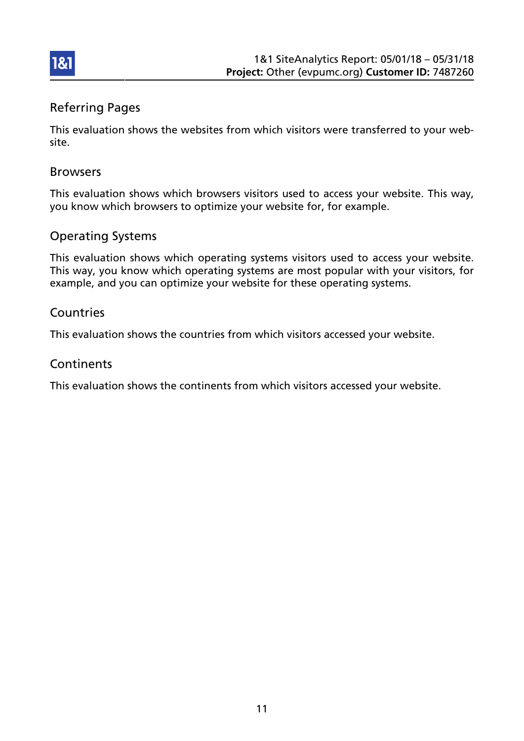## Referring Pages

This evaluation shows the websites from which visitors were transferred to your website.

## Browsers

This evaluation shows which browsers visitors used to access your website. This way, you know which browsers to optimize your website for, for example.

## Operating Systems

This evaluation shows which operating systems visitors used to access your website. This way, you know which operating systems are most popular with your visitors, for example, and you can optimize your website for these operating systems.

## Countries

This evaluation shows the countries from which visitors accessed your website.

## Continents

This evaluation shows the continents from which visitors accessed your website.